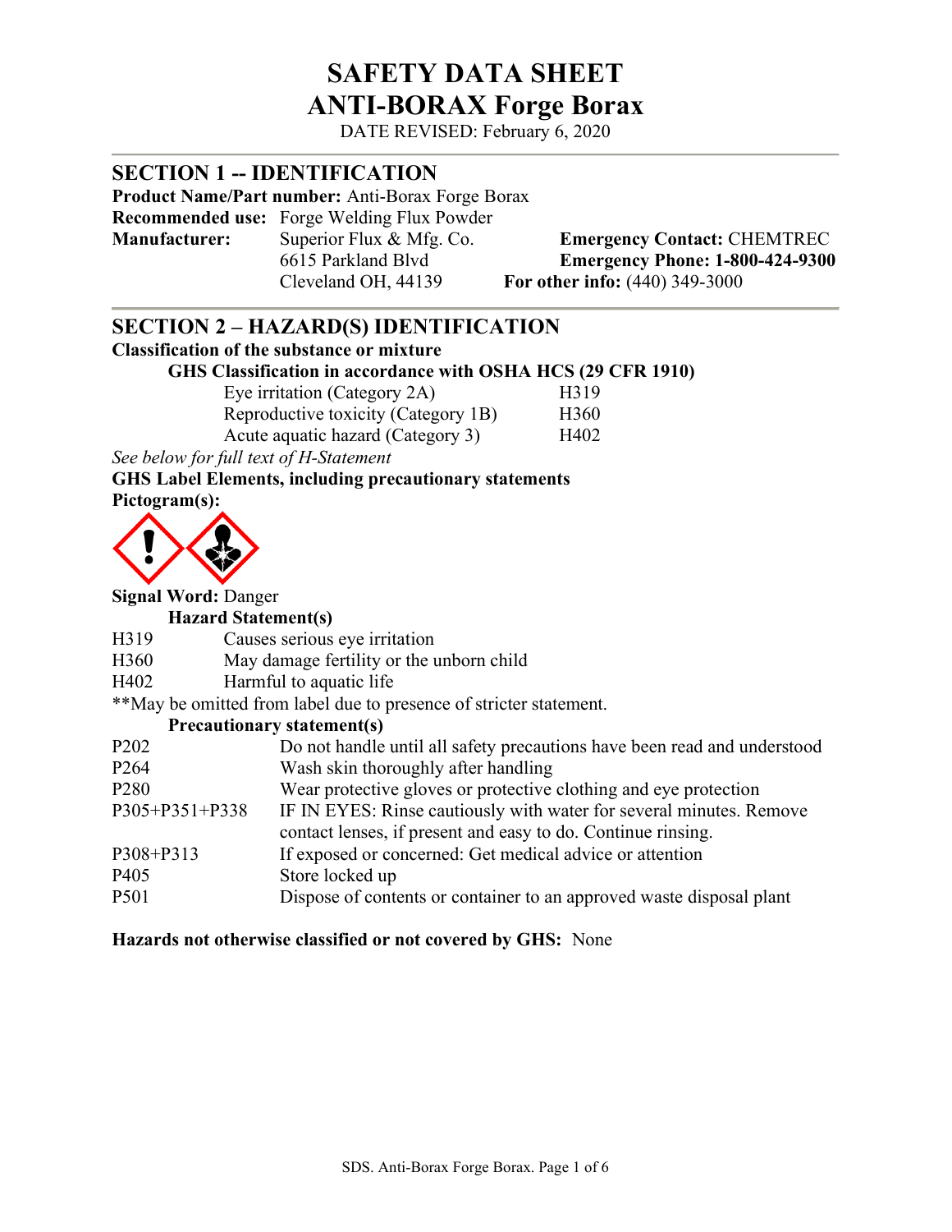# SAFETY DATA SHEET
# ANTI-BORAX Forge Borax

DATE REVISED: February 6, 2020

## SECTION 1 -- IDENTIFICATION

**Product Name/Part number:** Anti-Borax Forge Borax
**Recommended use:** Forge Welding Flux Powder
**Manufacturer:** Superior Flux & Mfg. Co.
6615 Parkland Blvd
Cleveland OH, 44139

**Emergency Contact:** CHEMTREC
**Emergency Phone: 1-800-424-9300**
**For other info:** (440) 349-3000

## SECTION 2 – HAZARD(S) IDENTIFICATION

**Classification of the substance or mixture**

**GHS Classification in accordance with OSHA HCS (29 CFR 1910)**

| | |
|---|---|
| Eye irritation (Category 2A) | H319 |
| Reproductive toxicity (Category 1B) | H360 |
| Acute aquatic hazard (Category 3) | H402 |

*See below for full text of H-Statement*

**GHS Label Elements, including precautionary statements**

**Pictogram(s):**

**Signal Word:** Danger

**Hazard Statement(s)**

| | |
|---|---|
| H319 | Causes serious eye irritation |
| H360 | May damage fertility or the unborn child |
| H402 | Harmful to aquatic life |

**May be omitted from label due to presence of stricter statement.

**Precautionary statement(s)**

| | |
|---|---|
| P202 | Do not handle until all safety precautions have been read and understood |
| P264 | Wash skin thoroughly after handling |
| P280 | Wear protective gloves or protective clothing and eye protection |
| P305+P351+P338 | IF IN EYES: Rinse cautiously with water for several minutes. Remove contact lenses, if present and easy to do. Continue rinsing. |
| P308+P313 | If exposed or concerned: Get medical advice or attention |
| P405 | Store locked up |
| P501 | Dispose of contents or container to an approved waste disposal plant |

**Hazards not otherwise classified or not covered by GHS:** None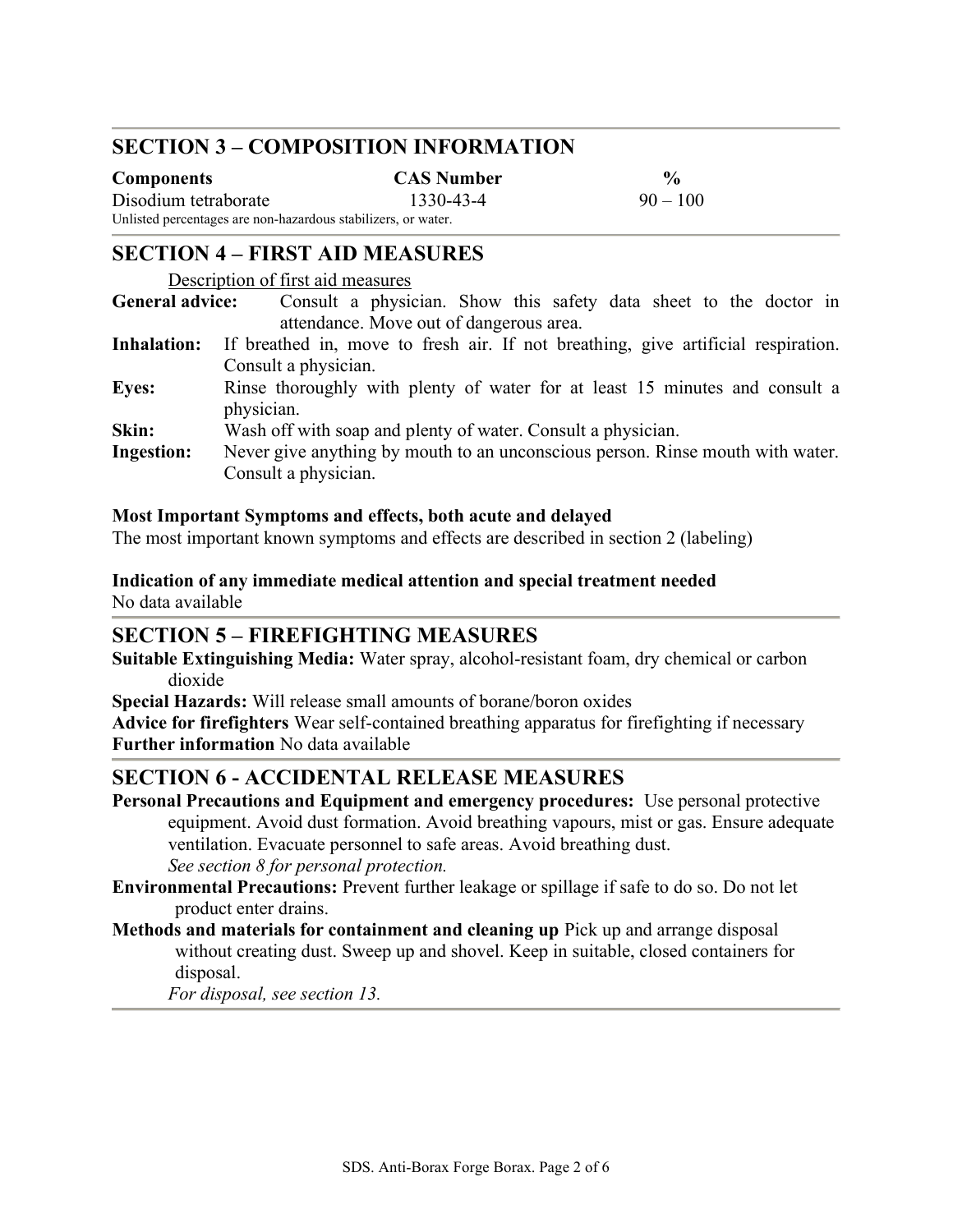## SECTION 3 – COMPOSITION INFORMATION

| Components | CAS Number | % |
|---|---|---|
| Disodium tetraborate | 1330-43-4 | 90 – 100 |

Unlisted percentages are non-hazardous stabilizers, or water.

## SECTION 4 – FIRST AID MEASURES

Description of first aid measures

**General advice:** Consult a physician. Show this safety data sheet to the doctor in attendance. Move out of dangerous area.

**Inhalation:** If breathed in, move to fresh air. If not breathing, give artificial respiration. Consult a physician.

**Eyes:** Rinse thoroughly with plenty of water for at least 15 minutes and consult a physician.

**Skin:** Wash off with soap and plenty of water. Consult a physician.

**Ingestion:** Never give anything by mouth to an unconscious person. Rinse mouth with water. Consult a physician.

**Most Important Symptoms and effects, both acute and delayed**

The most important known symptoms and effects are described in section 2 (labeling)

**Indication of any immediate medical attention and special treatment needed**

No data available

## SECTION 5 – FIREFIGHTING MEASURES

**Suitable Extinguishing Media:** Water spray, alcohol-resistant foam, dry chemical or carbon dioxide

**Special Hazards:** Will release small amounts of borane/boron oxides

**Advice for firefighters** Wear self-contained breathing apparatus for firefighting if necessary

**Further information** No data available

## SECTION 6 - ACCIDENTAL RELEASE MEASURES

**Personal Precautions and Equipment and emergency procedures:** Use personal protective equipment. Avoid dust formation. Avoid breathing vapours, mist or gas. Ensure adequate ventilation. Evacuate personnel to safe areas. Avoid breathing dust.

*See section 8 for personal protection.*

**Environmental Precautions:** Prevent further leakage or spillage if safe to do so. Do not let product enter drains.

**Methods and materials for containment and cleaning up** Pick up and arrange disposal without creating dust. Sweep up and shovel. Keep in suitable, closed containers for disposal.

*For disposal, see section 13.*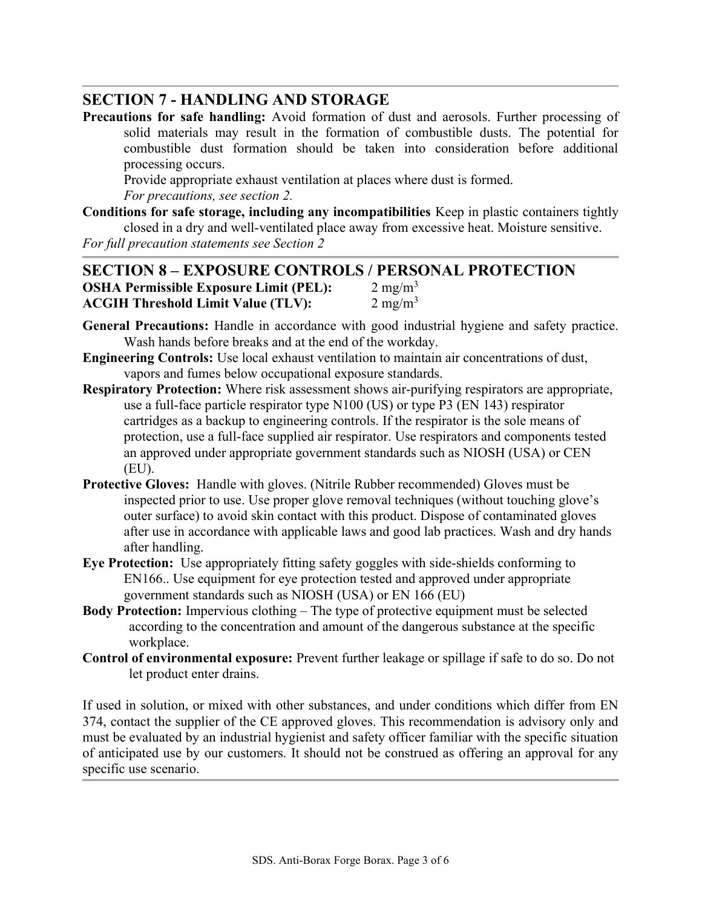## SECTION 7 - HANDLING AND STORAGE

**Precautions for safe handling:** Avoid formation of dust and aerosols. Further processing of solid materials may result in the formation of combustible dusts. The potential for combustible dust formation should be taken into consideration before additional processing occurs.

Provide appropriate exhaust ventilation at places where dust is formed.

*For precautions, see section 2.*

**Conditions for safe storage, including any incompatibilities** Keep in plastic containers tightly closed in a dry and well-ventilated place away from excessive heat. Moisture sensitive.

*For full precaution statements see Section 2*

## SECTION 8 – EXPOSURE CONTROLS / PERSONAL PROTECTION

**OSHA Permissible Exposure Limit (PEL):** 2 mg/m$^3$
**ACGIH Threshold Limit Value (TLV):** 2 mg/m$^3$

**General Precautions:** Handle in accordance with good industrial hygiene and safety practice. Wash hands before breaks and at the end of the workday.

**Engineering Controls:** Use local exhaust ventilation to maintain air concentrations of dust, vapors and fumes below occupational exposure standards.

**Respiratory Protection:** Where risk assessment shows air-purifying respirators are appropriate, use a full-face particle respirator type N100 (US) or type P3 (EN 143) respirator cartridges as a backup to engineering controls. If the respirator is the sole means of protection, use a full-face supplied air respirator. Use respirators and components tested an approved under appropriate government standards such as NIOSH (USA) or CEN (EU).

**Protective Gloves:** Handle with gloves. (Nitrile Rubber recommended) Gloves must be inspected prior to use. Use proper glove removal techniques (without touching glove's outer surface) to avoid skin contact with this product. Dispose of contaminated gloves after use in accordance with applicable laws and good lab practices. Wash and dry hands after handling.

**Eye Protection:** Use appropriately fitting safety goggles with side-shields conforming to EN166.. Use equipment for eye protection tested and approved under appropriate government standards such as NIOSH (USA) or EN 166 (EU)

**Body Protection:** Impervious clothing – The type of protective equipment must be selected according to the concentration and amount of the dangerous substance at the specific workplace.

**Control of environmental exposure:** Prevent further leakage or spillage if safe to do so. Do not let product enter drains.

If used in solution, or mixed with other substances, and under conditions which differ from EN 374, contact the supplier of the CE approved gloves. This recommendation is advisory only and must be evaluated by an industrial hygienist and safety officer familiar with the specific situation of anticipated use by our customers. It should not be construed as offering an approval for any specific use scenario.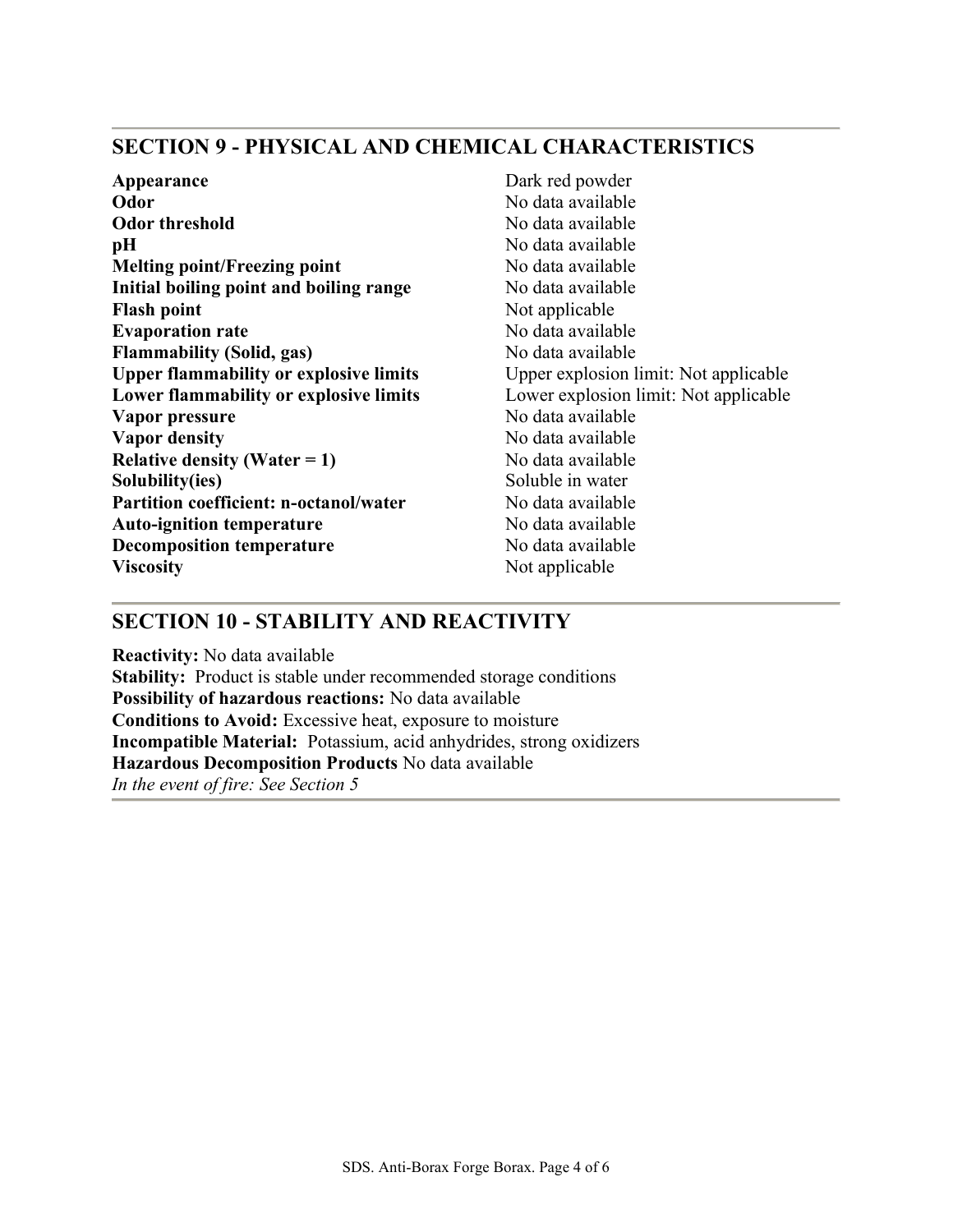## SECTION 9 - PHYSICAL AND CHEMICAL CHARACTERISTICS

| | |
|---|---|
| **Appearance** | Dark red powder |
| **Odor** | No data available |
| **Odor threshold** | No data available |
| **pH** | No data available |
| **Melting point/Freezing point** | No data available |
| **Initial boiling point and boiling range** | No data available |
| **Flash point** | Not applicable |
| **Evaporation rate** | No data available |
| **Flammability (Solid, gas)** | No data available |
| **Upper flammability or explosive limits** | Upper explosion limit: Not applicable |
| **Lower flammability or explosive limits** | Lower explosion limit: Not applicable |
| **Vapor pressure** | No data available |
| **Vapor density** | No data available |
| **Relative density (Water = 1)** | No data available |
| **Solubility(ies)** | Soluble in water |
| **Partition coefficient: n-octanol/water** | No data available |
| **Auto-ignition temperature** | No data available |
| **Decomposition temperature** | No data available |
| **Viscosity** | Not applicable |

## SECTION 10 - STABILITY AND REACTIVITY

**Reactivity:** No data available
**Stability:** Product is stable under recommended storage conditions
**Possibility of hazardous reactions:** No data available
**Conditions to Avoid:** Excessive heat, exposure to moisture
**Incompatible Material:** Potassium, acid anhydrides, strong oxidizers
**Hazardous Decomposition Products** No data available
*In the event of fire: See Section 5*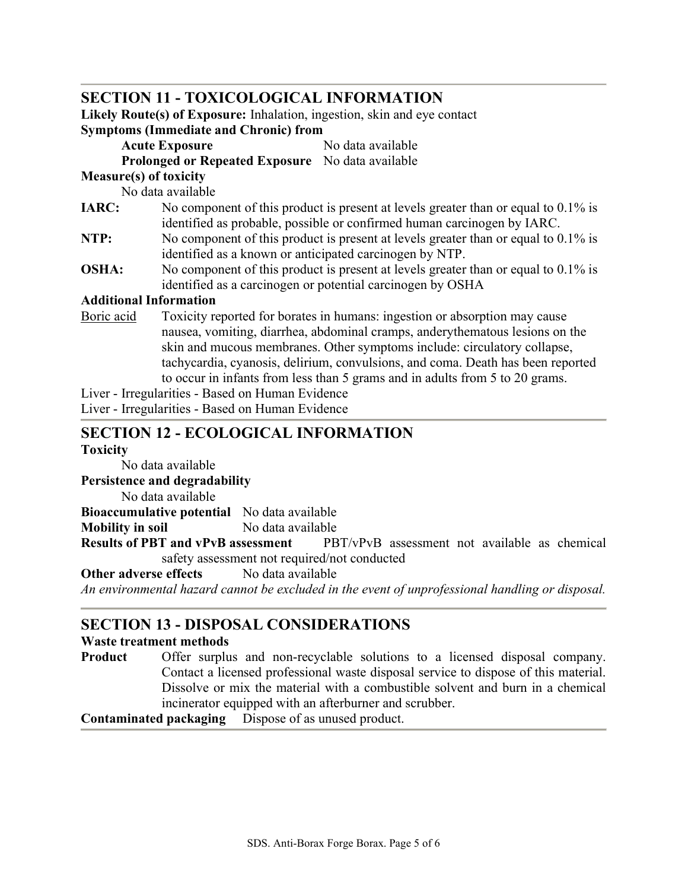## SECTION 11 - TOXICOLOGICAL INFORMATION

**Likely Route(s) of Exposure:** Inhalation, ingestion, skin and eye contact

**Symptoms (Immediate and Chronic) from**

**Acute Exposure** No data available

**Prolonged or Repeated Exposure** No data available

**Measure(s) of toxicity**

No data available

**IARC:** No component of this product is present at levels greater than or equal to 0.1% is identified as probable, possible or confirmed human carcinogen by IARC.

**NTP:** No component of this product is present at levels greater than or equal to 0.1% is identified as a known or anticipated carcinogen by NTP.

**OSHA:** No component of this product is present at levels greater than or equal to 0.1% is identified as a carcinogen or potential carcinogen by OSHA

**Additional Information**

Boric acid Toxicity reported for borates in humans: ingestion or absorption may cause nausea, vomiting, diarrhea, abdominal cramps, anderythematous lesions on the skin and mucous membranes. Other symptoms include: circulatory collapse, tachycardia, cyanosis, delirium, convulsions, and coma. Death has been reported to occur in infants from less than 5 grams and in adults from 5 to 20 grams.

Liver - Irregularities - Based on Human Evidence

Liver - Irregularities - Based on Human Evidence

## SECTION 12 - ECOLOGICAL INFORMATION

**Toxicity**

No data available

**Persistence and degradability**

No data available

**Bioaccumulative potential** No data available

**Mobility in soil** No data available

**Results of PBT and vPvB assessment** PBT/vPvB assessment not available as chemical safety assessment not required/not conducted

**Other adverse effects** No data available

*An environmental hazard cannot be excluded in the event of unprofessional handling or disposal.*

## SECTION 13 - DISPOSAL CONSIDERATIONS

**Waste treatment methods**

**Product** Offer surplus and non-recyclable solutions to a licensed disposal company. Contact a licensed professional waste disposal service to dispose of this material. Dissolve or mix the material with a combustible solvent and burn in a chemical incinerator equipped with an afterburner and scrubber.

**Contaminated packaging** Dispose of as unused product.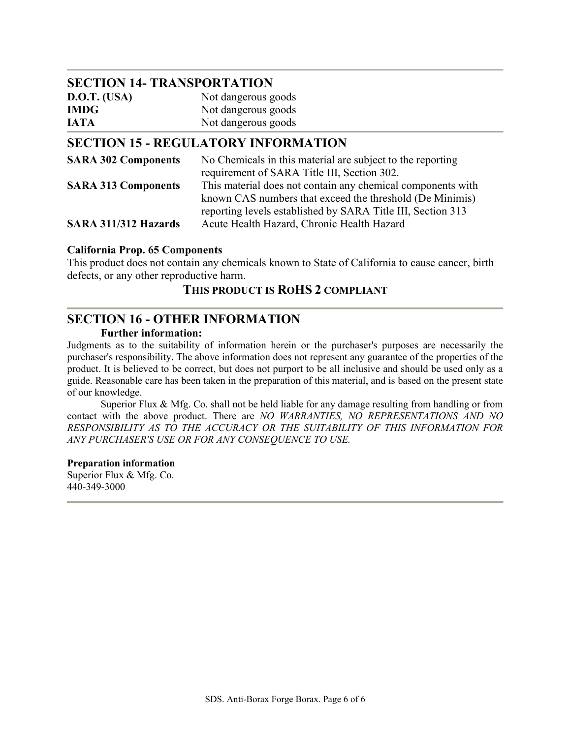## SECTION 14- TRANSPORTATION

| | |
|---|---|
| **D.O.T. (USA)** | Not dangerous goods |
| **IMDG** | Not dangerous goods |
| **IATA** | Not dangerous goods |

## SECTION 15 - REGULATORY INFORMATION

| | |
|---|---|
| **SARA 302 Components** | No Chemicals in this material are subject to the reporting requirement of SARA Title III, Section 302. |
| **SARA 313 Components** | This material does not contain any chemical components with known CAS numbers that exceed the threshold (De Minimis) reporting levels established by SARA Title III, Section 313 |
| **SARA 311/312 Hazards** | Acute Health Hazard, Chronic Health Hazard |

**California Prop. 65 Components**

This product does not contain any chemicals known to State of California to cause cancer, birth defects, or any other reproductive harm.

**THIS PRODUCT IS ROHS 2 COMPLIANT**

## SECTION 16 - OTHER INFORMATION

**Further information:**

Judgments as to the suitability of information herein or the purchaser's purposes are necessarily the purchaser's responsibility. The above information does not represent any guarantee of the properties of the product. It is believed to be correct, but does not purport to be all inclusive and should be used only as a guide. Reasonable care has been taken in the preparation of this material, and is based on the present state of our knowledge.

Superior Flux & Mfg. Co. shall not be held liable for any damage resulting from handling or from contact with the above product. There are *NO WARRANTIES, NO REPRESENTATIONS AND NO RESPONSIBILITY AS TO THE ACCURACY OR THE SUITABILITY OF THIS INFORMATION FOR ANY PURCHASER'S USE OR FOR ANY CONSEQUENCE TO USE.*

**Preparation information**

Superior Flux & Mfg. Co.
440-349-3000